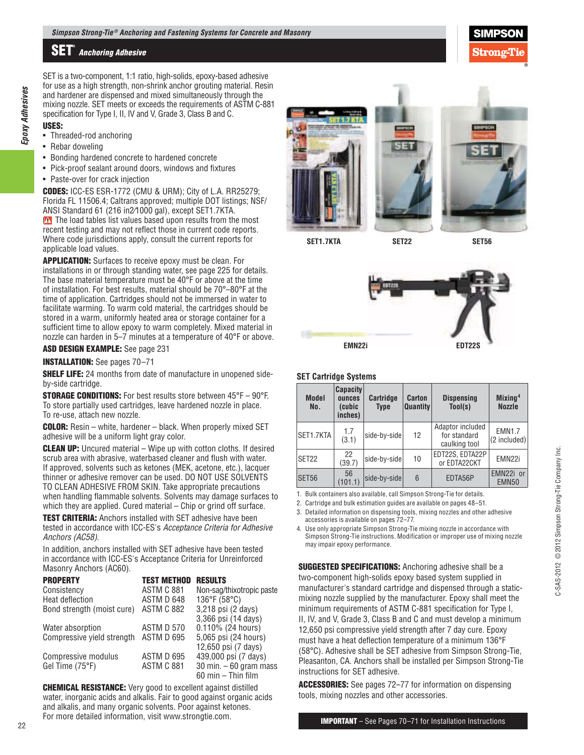# SET® Anchoring Adhesive

SET is a two-component, 1:1 ratio, high-solids, epoxy-based adhesive for use as a high strength, non-shrink anchor grouting material. Resin and hardener are dispensed and mixed simultaneously through the mixing nozzle. SET meets or exceeds the requirements of ASTM C-881 specification for Type I, II, IV and V, Grade 3, Class B and C.

**USES:**

- Threaded-rod anchoring
- Rebar doweling
- Bonding hardened concrete to hardened concrete
- Pick-proof sealant around doors, windows and fixtures
- Paste-over for crack injection

**CODES:** ICC-ES ESR-1772 (CMU & URM); City of L.A. RR25279; Florida FL 11506.4; Caltrans approved; multiple DOT listings; NSF/ANSI Standard 61 (216 in2/1000 gal), except SET1.7KTA.

⚠ The load tables list values based upon results from the most recent testing and may not reflect those in current code reports. Where code jurisdictions apply, consult the current reports for applicable load values.

**APPLICATION:** Surfaces to receive epoxy must be clean. For installations in or through standing water, see page 225 for details. The base material temperature must be 40°F or above at the time of installation. For best results, material should be 70°–80°F at the time of application. Cartridges should not be immersed in water to facilitate warming. To warm cold material, the cartridges should be stored in a warm, uniformly heated area or storage container for a sufficient time to allow epoxy to warm completely. Mixed material in nozzle can harden in 5–7 minutes at a temperature of 40°F or above.

**ASD DESIGN EXAMPLE:** See page 231

**INSTALLATION:** See pages 70–71

**SHELF LIFE:** 24 months from date of manufacture in unopened side-by-side cartridge.

**STORAGE CONDITIONS:** For best results store between 45°F – 90°F. To store partially used cartridges, leave hardened nozzle in place. To re-use, attach new nozzle.

**COLOR:** Resin – white, hardener – black. When properly mixed SET adhesive will be a uniform light gray color.

**CLEAN UP:** Uncured material – Wipe up with cotton cloths. If desired scrub area with abrasive, waterbased cleaner and flush with water. If approved, solvents such as ketones (MEK, acetone, etc.), lacquer thinner or adhesive remover can be used. DO NOT USE SOLVENTS TO CLEAN ADHESIVE FROM SKIN. Take appropriate precautions when handling flammable solvents. Solvents may damage surfaces to which they are applied. Cured material – Chip or grind off surface.

**TEST CRITERIA:** Anchors installed with SET adhesive have been tested in accordance with ICC-ES's *Acceptance Criteria for Adhesive Anchors (AC58).*

In addition, anchors installed with SET adhesive have been tested in accordance with ICC-ES's Acceptance Criteria for Unreinforced Masonry Anchors (AC60).

| PROPERTY | TEST METHOD | RESULTS |
|---|---|---|
| Consistency | ASTM C 881 | Non-sag/thixotropic paste |
| Heat deflection | ASTM D 648 | 136°F (58°C) |
| Bond strength (moist cure) | ASTM C 882 | 3,218 psi (2 days)<br>3,366 psi (14 days) |
| Water absorption | ASTM D 570 | 0.110% (24 hours) |
| Compressive yield strength | ASTM D 695 | 5,065 psi (24 hours)<br>12,650 psi (7 days) |
| Compressive modulus | ASTM D 695 | 439,000 psi (7 days) |
| Gel Time (75°F) | ASTM C 881 | 30 min. – 60 gram mass<br>60 min – Thin film |

**CHEMICAL RESISTANCE:** Very good to excellent against distilled water, inorganic acids and alkalis. Fair to good against organic acids and alkalis, and many organic solvents. Poor against ketones. For more detailed information, visit www.strongtie.com.

SET1.7KTA SET22 SET56

EMN22i EDT22S

### SET Cartridge Systems

| Model No. | Capacity ounces (cubic inches) | Cartridge Type | Carton Quantity | Dispensing Tool(s) | Mixing[4] Nozzle |
|---|---|---|---|---|---|
| SET1.7KTA | 1.7 (3.1) | side-by-side | 12 | Adaptor included for standard caulking tool | EMN1.7 (2 included) |
| SET22 | 22 (39.7) | side-by-side | 10 | EDT22S, EDTA22P or EDTA22CKT | EMN22i |
| SET56 | 56 (101.1) | side-by-side | 6 | EDTA56P | EMN22i or EMN50 |

1. Bulk containers also available, call Simpson Strong-Tie for details.
2. Cartridge and bulk estimation guides are available on pages 48–51.
3. Detailed information on dispensing tools, mixing nozzles and other adhesive accessories is available on pages 72–77.
4. Use only appropriate Simpson Strong-Tie mixing nozzle in accordance with Simpson Strong-Tie instructions. Modification or improper use of mixing nozzle may impair epoxy performance.

**SUGGESTED SPECIFICATIONS:** Anchoring adhesive shall be a two-component high-solids epoxy based system supplied in manufacturer's standard cartridge and dispensed through a static-mixing nozzle supplied by the manufacturer. Epoxy shall meet the minimum requirements of ASTM C-881 specification for Type I, II, IV, and V, Grade 3, Class B and C and must develop a minimum 12,650 psi compressive yield strength after 7 day cure. Epoxy must have a heat deflection temperature of a minimum 136°F (58°C). Adhesive shall be SET adhesive from Simpson Strong-Tie, Pleasanton, CA. Anchors shall be installed per Simpson Strong-Tie instructions for SET adhesive.

**ACCESSORIES:** See pages 72–77 for information on dispensing tools, mixing nozzles and other accessories.

**IMPORTANT** – See Pages 70–71 for Installation Instructions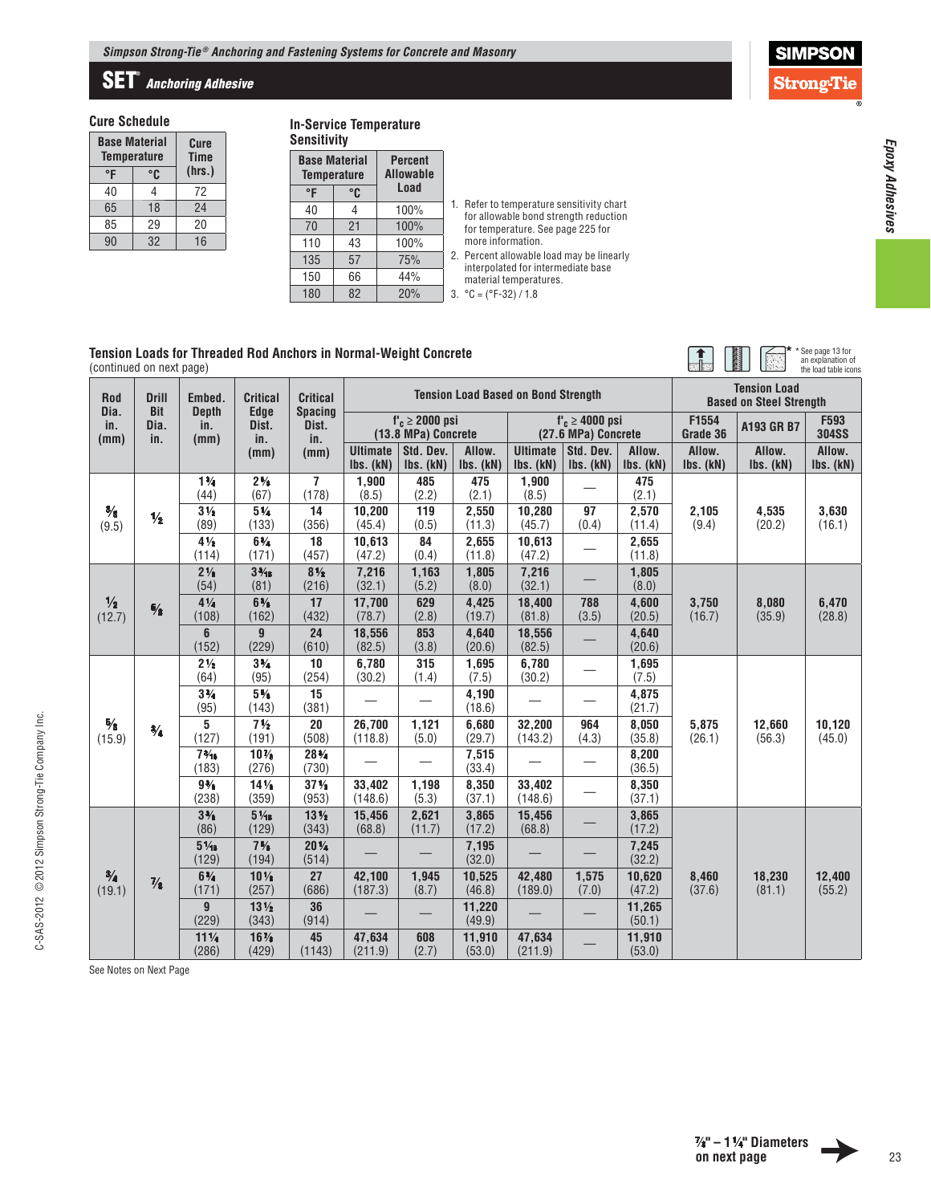## Cure Schedule

| Base Material Temperature | | Cure Time (hrs.) |
|---|---|---|
| °F | °C | |
| 40 | 4 | 72 |
| 65 | 18 | 24 |
| 85 | 29 | 20 |
| 90 | 32 | 16 |

## In-Service Temperature Sensitivity

| Base Material Temperature | | Percent Allowable Load |
|---|---|---|
| °F | °C | |
| 40 | 4 | 100% |
| 70 | 21 | 100% |
| 110 | 43 | 100% |
| 135 | 57 | 75% |
| 150 | 66 | 44% |
| 180 | 82 | 20% |

1. Refer to temperature sensitivity chart for allowable bond strength reduction for temperature. See page 225 for more information.
2. Percent allowable load may be linearly interpolated for intermediate base material temperatures.
3. °C = (°F-32) / 1.8

## Tension Loads for Threaded Rod Anchors in Normal-Weight Concrete

(continued on next page)

* See page 13 for an explanation of the load table icons

| Rod Dia. in. (mm) | Drill Bit Dia. in. | Embed. Depth in. (mm) | Critical Edge Dist. in. (mm) | Critical Spacing Dist. in. (mm) | Tension Load Based on Bond Strength | | | | | | Tension Load Based on Steel Strength | | |
|---|---|---|---|---|---|---|---|---|---|---|---|---|---|
| | | | | | $f'_c \geq$ 2000 psi (13.8 MPa) Concrete | | | $f'_c \geq$ 4000 psi (27.6 MPa) Concrete | | | F1554 Grade 36 | A193 GR B7 | F593 304SS |
| | | | | | Ultimate lbs. (kN) | Std. Dev. lbs. (kN) | Allow. lbs. (kN) | Ultimate lbs. (kN) | Std. Dev. lbs. (kN) | Allow. lbs. (kN) | Allow. lbs. (kN) | Allow. lbs. (kN) | Allow. lbs. (kN) |
| 3/8 (9.5) | 1/2 | 1 3/4 (44) | 2 5/8 (67) | 7 (178) | 1,900 (8.5) | 485 (2.2) | 475 (2.1) | 1,900 (8.5) | — | 475 (2.1) | 2,105 (9.4) | 4,535 (20.2) | 3,630 (16.1) |
| | | 3 1/2 (89) | 5 1/4 (133) | 14 (356) | 10,200 (45.4) | 119 (0.5) | 2,550 (11.3) | 10,280 (45.7) | 97 (0.4) | 2,570 (11.4) | | | |
| | | 4 1/2 (114) | 6 3/4 (171) | 18 (457) | 10,613 (47.2) | 84 (0.4) | 2,655 (11.8) | 10,613 (47.2) | — | 2,655 (11.8) | | | |
| 1/2 (12.7) | 5/8 | 2 1/8 (54) | 3 3/16 (81) | 8 1/2 (216) | 7,216 (32.1) | 1,163 (5.2) | 1,805 (8.0) | 7,216 (32.1) | — | 1,805 (8.0) | 3,750 (16.7) | 8,080 (35.9) | 6,470 (28.8) |
| | | 4 1/4 (108) | 6 3/8 (162) | 17 (432) | 17,700 (78.7) | 629 (2.8) | 4,425 (19.7) | 18,400 (81.8) | 788 (3.5) | 4,600 (20.5) | | | |
| | | 6 (152) | 9 (229) | 24 (610) | 18,556 (82.5) | 853 (3.8) | 4,640 (20.6) | 18,556 (82.5) | — | 4,640 (20.6) | | | |
| 5/8 (15.9) | 3/4 | 2 1/2 (64) | 3 3/4 (95) | 10 (254) | 6,780 (30.2) | 315 (1.4) | 1,695 (7.5) | 6,780 (30.2) | — | 1,695 (7.5) | 5,875 (26.1) | 12,660 (56.3) | 10,120 (45.0) |
| | | 3 3/4 (95) | 5 5/8 (143) | 15 (381) | — | — | 4,190 (18.6) | — | — | 4,875 (21.7) | | | |
| | | 5 (127) | 7 1/2 (191) | 20 (508) | 26,700 (118.8) | 1,121 (5.0) | 6,680 (29.7) | 32,200 (143.2) | 964 (4.3) | 8,050 (35.8) | | | |
| | | 7 3/16 (183) | 10 7/8 (276) | 28 3/4 (730) | — | — | 7,515 (33.4) | — | — | 8,200 (36.5) | | | |
| | | 9 3/8 (238) | 14 1/8 (359) | 37 1/2 (953) | 33,402 (148.6) | 1,198 (5.3) | 8,350 (37.1) | 33,402 (148.6) | — | 8,350 (37.1) | | | |
| 3/4 (19.1) | 7/8 | 3 3/8 (86) | 5 1/16 (129) | 13 1/2 (343) | 15,456 (68.8) | 2,621 (11.7) | 3,865 (17.2) | 15,456 (68.8) | — | 3,865 (17.2) | 8,460 (37.6) | 18,230 (81.1) | 12,400 (55.2) |
| | | 5 1/16 (129) | 7 5/8 (194) | 20 1/4 (514) | — | — | 7,195 (32.0) | — | — | 7,245 (32.2) | | | |
| | | 6 3/4 (171) | 10 1/8 (257) | 27 (686) | 42,100 (187.3) | 1,945 (8.7) | 10,525 (46.8) | 42,480 (189.0) | 1,575 (7.0) | 10,620 (47.2) | | | |
| | | 9 (229) | 13 1/2 (343) | 36 (914) | — | — | 11,220 (49.9) | — | — | 11,265 (50.1) | | | |
| | | 11 1/4 (286) | 16 7/8 (429) | 45 (1143) | 47,634 (211.9) | 608 (2.7) | 11,910 (53.0) | 47,634 (211.9) | — | 11,910 (53.0) | | | |

See Notes on Next Page

7/8" – 1 1/4" Diameters on next page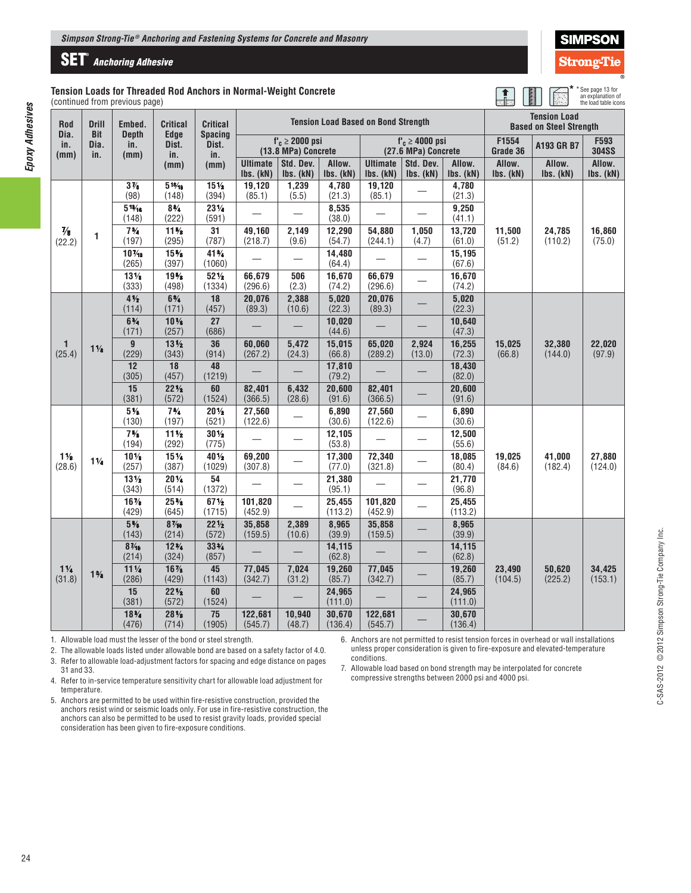## SET® Anchoring Adhesive

### Tension Loads for Threaded Rod Anchors in Normal-Weight Concrete

(continued from previous page)

* See page 13 for an explanation of the load table icons

| Rod Dia. in. (mm) | Drill Bit Dia. in. | Embed. Depth in. (mm) | Critical Edge Dist. in. (mm) | Critical Spacing Dist. in. (mm) | Tension Load Based on Bond Strength | | | | | | Tension Load Based on Steel Strength | | |
|---|---|---|---|---|---|---|---|---|---|---|---|---|---|
| | | | | | f'c ≥ 2000 psi (13.8 MPa) Concrete | | | f'c ≥ 4000 psi (27.6 MPa) Concrete | | | F1554 Grade 36 | A193 GR B7 | F593 304SS |
| | | | | | Ultimate lbs. (kN) | Std. Dev. lbs. (kN) | Allow. lbs. (kN) | Ultimate lbs. (kN) | Std. Dev. lbs. (kN) | Allow. lbs. (kN) | Allow. lbs. (kN) | Allow. lbs. (kN) | Allow. lbs. (kN) |
| 7/8 (22.2) | 1 | 3 7/8 (98) | 5 13/16 (148) | 15 1/2 (394) | 19,120 (85.1) | 1,239 (5.5) | 4,780 (21.3) | 19,120 (85.1) | — | 4,780 (21.3) | 11,500 (51.2) | 24,785 (110.2) | 16,860 (75.0) |
| | | 5 13/16 (148) | 8 3/4 (222) | 23 1/4 (591) | — | — | 8,535 (38.0) | — | — | 9,250 (41.1) | | | |
| | | 7 3/4 (197) | 11 5/8 (295) | 31 (787) | 49,160 (218.7) | 2,149 (9.6) | 12,290 (54.7) | 54,880 (244.1) | 1,050 (4.7) | 13,720 (61.0) | | | |
| | | 10 7/16 (265) | 15 5/8 (397) | 41 3/4 (1060) | — | — | 14,480 (64.4) | — | — | 15,195 (67.6) | | | |
| | | 13 1/8 (333) | 19 5/8 (498) | 52 1/2 (1334) | 66,679 (296.6) | 506 (2.3) | 16,670 (74.2) | 66,679 (296.6) | — | 16,670 (74.2) | | | |
| 1 (25.4) | 1 1/8 | 4 1/2 (114) | 6 3/4 (171) | 18 (457) | 20,076 (89.3) | 2,388 (10.6) | 5,020 (22.3) | 20,076 (89.3) | — | 5,020 (22.3) | 15,025 (66.8) | 32,380 (144.0) | 22,020 (97.9) |
| | | 6 3/4 (171) | 10 1/8 (257) | 27 (686) | — | — | 10,020 (44.6) | — | — | 10,640 (47.3) | | | |
| | | 9 (229) | 13 1/2 (343) | 36 (914) | 60,060 (267.2) | 5,472 (24.3) | 15,015 (66.8) | 65,020 (289.2) | 2,924 (13.0) | 16,255 (72.3) | | | |
| | | 12 (305) | 18 (457) | 48 (1219) | — | — | 17,810 (79.2) | — | — | 18,430 (82.0) | | | |
| | | 15 (381) | 22 1/2 (572) | 60 (1524) | 82,401 (366.5) | 6,432 (28.6) | 20,600 (91.6) | 82,401 (366.5) | — | 20,600 (91.6) | | | |
| 1 1/8 (28.6) | 1 1/4 | 5 1/8 (130) | 7 3/4 (197) | 20 1/2 (521) | 27,560 (122.6) | — | 6,890 (30.6) | 27,560 (122.6) | — | 6,890 (30.6) | 19,025 (84.6) | 41,000 (182.4) | 27,880 (124.0) |
| | | 7 5/8 (194) | 11 1/2 (292) | 30 1/2 (775) | — | — | 12,105 (53.8) | — | — | 12,500 (55.6) | | | |
| | | 10 1/8 (257) | 15 1/4 (387) | 40 1/2 (1029) | 69,200 (307.8) | — | 17,300 (77.0) | 72,340 (321.8) | — | 18,085 (80.4) | | | |
| | | 13 1/2 (343) | 20 1/4 (514) | 54 (1372) | — | — | 21,380 (95.1) | — | — | 21,770 (96.8) | | | |
| | | 16 7/8 (429) | 25 3/8 (645) | 67 1/2 (1715) | 101,820 (452.9) | — | 25,455 (113.2) | 101,820 (452.9) | — | 25,455 (113.2) | | | |
| 1 1/4 (31.8) | 1 3/8 | 5 5/8 (143) | 8 7/16 (214) | 22 1/2 (572) | 35,858 (159.5) | 2,389 (10.6) | 8,965 (39.9) | 35,858 (159.5) | — | 8,965 (39.9) | 23,490 (104.5) | 50,620 (225.2) | 34,425 (153.1) |
| | | 8 7/16 (214) | 12 3/4 (324) | 33 3/4 (857) | — | — | 14,115 (62.8) | — | — | 14,115 (62.8) | | | |
| | | 11 1/4 (286) | 16 7/8 (429) | 45 (1143) | 77,045 (342.7) | 7,024 (31.2) | 19,260 (85.7) | 77,045 (342.7) | — | 19,260 (85.7) | | | |
| | | 15 (381) | 22 1/2 (572) | 60 (1524) | — | — | 24,965 (111.0) | — | — | 24,965 (111.0) | | | |
| | | 18 3/4 (476) | 28 1/8 (714) | 75 (1905) | 122,681 (545.7) | 10,940 (48.7) | 30,670 (136.4) | 122,681 (545.7) | — | 30,670 (136.4) | | | |

1. Allowable load must the lesser of the bond or steel strength.
2. The allowable loads listed under allowable bond are based on a safety factor of 4.0.
3. Refer to allowable load-adjustment factors for spacing and edge distance on pages 31 and 33.
4. Refer to in-service temperature sensitivity chart for allowable load adjustment for temperature.
5. Anchors are permitted to be used within fire-resistive construction, provided the anchors resist wind or seismic loads only. For use in fire-resistive construction, the anchors can also be permitted to be used to resist gravity loads, provided special consideration has been given to fire-exposure conditions.
6. Anchors are not permitted to resist tension forces in overhead or wall installations unless proper consideration is given to fire-exposure and elevated-temperature conditions.
7. Allowable load based on bond strength may be interpolated for concrete compressive strengths between 2000 psi and 4000 psi.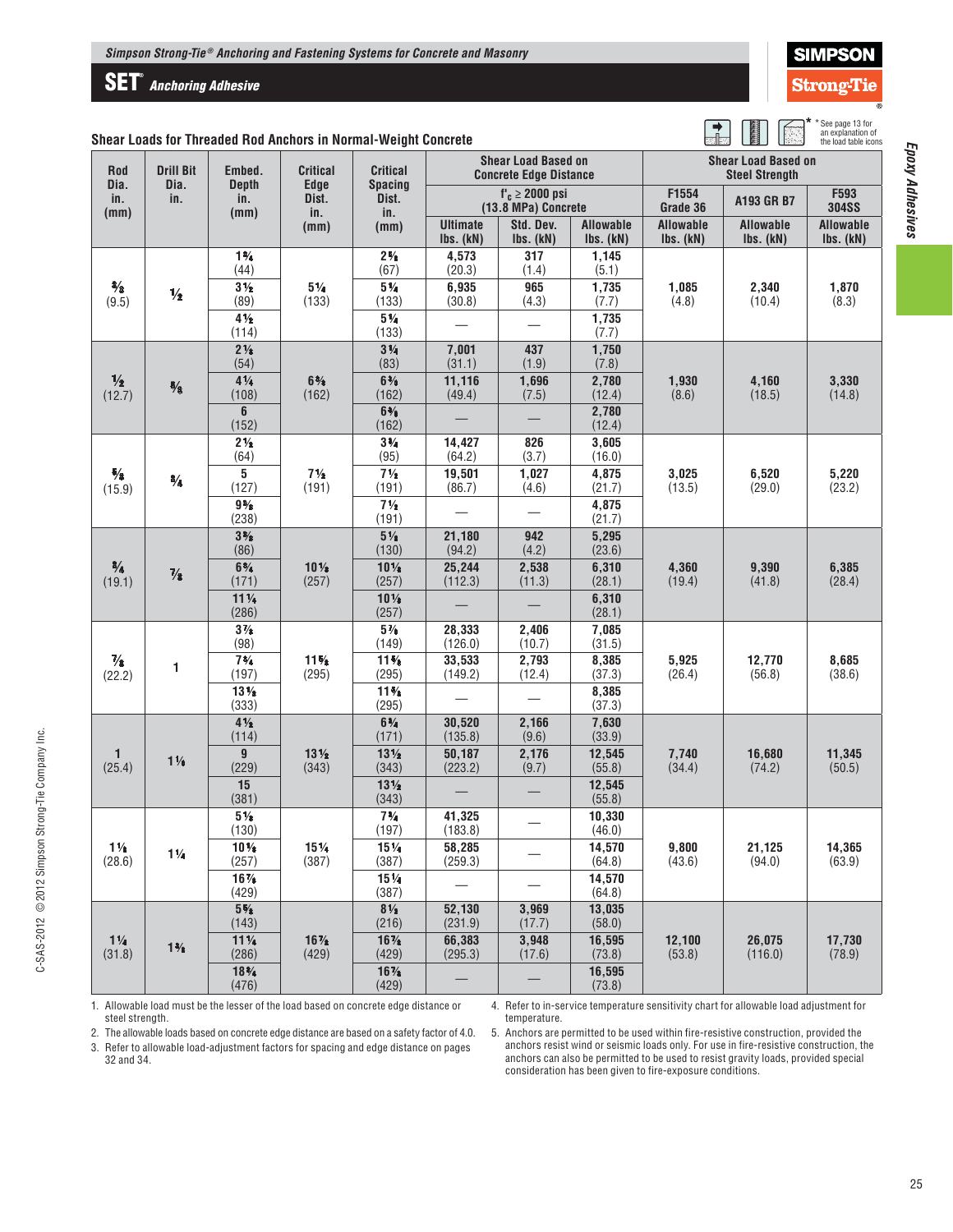## Shear Loads for Threaded Rod Anchors in Normal-Weight Concrete

\* See page 13 for an explanation of the load table icons

| Rod Dia. in. (mm) | Drill Bit Dia. in. | Embed. Depth in. (mm) | Critical Edge Dist. in. (mm) | Critical Spacing Dist. in. (mm) | Shear Load Based on Concrete Edge Distance $f'_c \geq$ 2000 psi (13.8 MPa) Concrete | | | Shear Load Based on Steel Strength | | |
|---|---|---|---|---|---|---|---|---|---|---|
| | | | | | Ultimate lbs. (kN) | Std. Dev. lbs. (kN) | Allowable lbs. (kN) | F1554 Grade 36 Allowable lbs. (kN) | A193 GR B7 Allowable lbs. (kN) | F593 304SS Allowable lbs. (kN) |
| 3/8 (9.5) | 1/2 | 1 3/4 (44) | 5 1/4 (133) | 2 5/8 (67) | 4,573 (20.3) | 317 (1.4) | 1,145 (5.1) | 1,085 (4.8) | 2,340 (10.4) | 1,870 (8.3) |
| | | 3 1/2 (89) | | 5 1/4 (133) | 6,935 (30.8) | 965 (4.3) | 1,735 (7.7) | | | |
| | | 4 1/2 (114) | | 5 1/4 (133) | — | — | 1,735 (7.7) | | | |
| 1/2 (12.7) | 5/8 | 2 1/8 (54) | 6 3/8 (162) | 3 1/4 (83) | 7,001 (31.1) | 437 (1.9) | 1,750 (7.8) | 1,930 (8.6) | 4,160 (18.5) | 3,330 (14.8) |
| | | 4 1/4 (108) | | 6 3/8 (162) | 11,116 (49.4) | 1,696 (7.5) | 2,780 (12.4) | | | |
| | | 6 (152) | | 6 3/8 (162) | — | — | 2,780 (12.4) | | | |
| 5/8 (15.9) | 3/4 | 2 1/2 (64) | 7 1/2 (191) | 3 3/4 (95) | 14,427 (64.2) | 826 (3.7) | 3,605 (16.0) | 3,025 (13.5) | 6,520 (29.0) | 5,220 (23.2) |
| | | 5 (127) | | 7 1/2 (191) | 19,501 (86.7) | 1,027 (4.6) | 4,875 (21.7) | | | |
| | | 9 3/8 (238) | | 7 1/2 (191) | — | — | 4,875 (21.7) | | | |
| 3/4 (19.1) | 7/8 | 3 3/8 (86) | 10 1/8 (257) | 5 1/8 (130) | 21,180 (94.2) | 942 (4.2) | 5,295 (23.6) | 4,360 (19.4) | 9,390 (41.8) | 6,385 (28.4) |
| | | 6 3/4 (171) | | 10 1/8 (257) | 25,244 (112.3) | 2,538 (11.3) | 6,310 (28.1) | | | |
| | | 11 1/4 (286) | | 10 1/8 (257) | — | — | 6,310 (28.1) | | | |
| 7/8 (22.2) | 1 | 3 7/8 (98) | 11 5/8 (295) | 5 7/8 (149) | 28,333 (126.0) | 2,406 (10.7) | 7,085 (31.5) | 5,925 (26.4) | 12,770 (56.8) | 8,685 (38.6) |
| | | 7 3/4 (197) | | 11 5/8 (295) | 33,533 (149.2) | 2,793 (12.4) | 8,385 (37.3) | | | |
| | | 13 1/8 (333) | | 11 5/8 (295) | — | — | 8,385 (37.3) | | | |
| 1 (25.4) | 1 1/8 | 4 1/2 (114) | 13 1/2 (343) | 6 3/4 (171) | 30,520 (135.8) | 2,166 (9.6) | 7,630 (33.9) | 7,740 (34.4) | 16,680 (74.2) | 11,345 (50.5) |
| | | 9 (229) | | 13 1/2 (343) | 50,187 (223.2) | 2,176 (9.7) | 12,545 (55.8) | | | |
| | | 15 (381) | | 13 1/2 (343) | — | — | 12,545 (55.8) | | | |
| 1 1/8 (28.6) | 1 1/4 | 5 1/8 (130) | 15 1/4 (387) | 7 3/4 (197) | 41,325 (183.8) | — | 10,330 (46.0) | 9,800 (43.6) | 21,125 (94.0) | 14,365 (63.9) |
| | | 10 1/8 (257) | | 15 1/4 (387) | 58,285 (259.3) | — | 14,570 (64.8) | | | |
| | | 16 7/8 (429) | | 15 1/4 (387) | — | — | 14,570 (64.8) | | | |
| 1 1/4 (31.8) | 1 3/8 | 5 5/8 (143) | 16 7/8 (429) | 8 1/2 (216) | 52,130 (231.9) | 3,969 (17.7) | 13,035 (58.0) | 12,100 (53.8) | 26,075 (116.0) | 17,730 (78.9) |
| | | 11 1/4 (286) | | 16 7/8 (429) | 66,383 (295.3) | 3,948 (17.6) | 16,595 (73.8) | | | |
| | | 18 3/4 (476) | | 16 7/8 (429) | — | — | 16,595 (73.8) | | | |

1. Allowable load must be the lesser of the load based on concrete edge distance or steel strength.
2. The allowable loads based on concrete edge distance are based on a safety factor of 4.0.
3. Refer to allowable load-adjustment factors for spacing and edge distance on pages 32 and 34.
4. Refer to in-service temperature sensitivity chart for allowable load adjustment for temperature.
5. Anchors are permitted to be used within fire-resistive construction, provided the anchors resist wind or seismic loads only. For use in fire-resistive construction, the anchors can also be permitted to be used to resist gravity loads, provided special consideration has been given to fire-exposure conditions.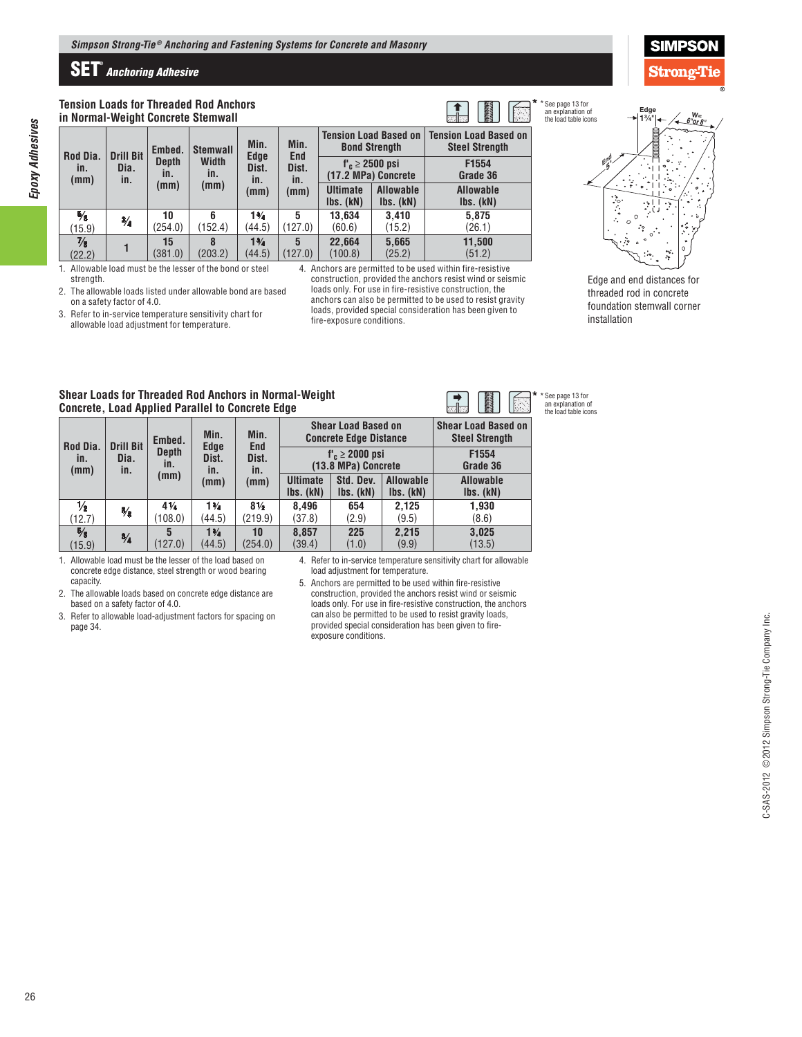## SET® Anchoring Adhesive

### Tension Loads for Threaded Rod Anchors in Normal-Weight Concrete Stemwall

\* See page 13 for an explanation of the load table icons

| Rod Dia. in. (mm) | Drill Bit Dia. in. | Embed. Depth in. (mm) | Stemwall Width in. (mm) | Min. Edge Dist. in. (mm) | Min. End Dist. in. (mm) | Tension Load Based on Bond Strength | | Tension Load Based on Steel Strength |
|---|---|---|---|---|---|---|---|---|
| | | | | | | f'c ≥ 2500 psi (17.2 MPa) Concrete | | F1554 Grade 36 |
| | | | | | | Ultimate lbs. (kN) | Allowable lbs. (kN) | Allowable lbs. (kN) |
| 5/8 (15.9) | 3/4 | 10 (254.0) | 6 (152.4) | 1 3/4 (44.5) | 5 (127.0) | 13,634 (60.6) | 3,410 (15.2) | 5,875 (26.1) |
| 7/8 (22.2) | 1 | 15 (381.0) | 8 (203.2) | 1 3/4 (44.5) | 5 (127.0) | 22,664 (100.8) | 5,665 (25.2) | 11,500 (51.2) |

1. Allowable load must be the lesser of the bond or steel strength.
2. The allowable loads listed under allowable bond are based on a safety factor of 4.0.
3. Refer to in-service temperature sensitivity chart for allowable load adjustment for temperature.
4. Anchors are permitted to be used within fire-resistive construction, provided the anchors resist wind or seismic loads only. For use in fire-resistive construction, the anchors can also be permitted to be used to resist gravity loads, provided special consideration has been given to fire-exposure conditions.

Edge 1¾"

W= 6" or 8"

End 5"

Edge and end distances for threaded rod in concrete foundation stemwall corner installation

### Shear Loads for Threaded Rod Anchors in Normal-Weight Concrete, Load Applied Parallel to Concrete Edge

\* See page 13 for an explanation of the load table icons

| Rod Dia. in. (mm) | Drill Bit Dia. in. | Embed. Depth in. (mm) | Min. Edge Dist. in. (mm) | Min. End Dist. in. (mm) | Shear Load Based on Concrete Edge Distance | | | Shear Load Based on Steel Strength |
|---|---|---|---|---|---|---|---|---|
| | | | | | f'c ≥ 2000 psi (13.8 MPa) Concrete | | | F1554 Grade 36 |
| | | | | | Ultimate lbs. (kN) | Std. Dev. lbs. (kN) | Allowable lbs. (kN) | Allowable lbs. (kN) |
| 1/2 (12.7) | 5/8 | 4 1/4 (108.0) | 1 3/4 (44.5) | 8 1/2 (219.9) | 8,496 (37.8) | 654 (2.9) | 2,125 (9.5) | 1,930 (8.6) |
| 5/8 (15.9) | 3/4 | 5 (127.0) | 1 3/4 (44.5) | 10 (254.0) | 8,857 (39.4) | 225 (1.0) | 2,215 (9.9) | 3,025 (13.5) |

1. Allowable load must be the lesser of the load based on concrete edge distance, steel strength or wood bearing capacity.
2. The allowable loads based on concrete edge distance are based on a safety factor of 4.0.
3. Refer to allowable load-adjustment factors for spacing on page 34.
4. Refer to in-service temperature sensitivity chart for allowable load adjustment for temperature.
5. Anchors are permitted to be used within fire-resistive construction, provided the anchors resist wind or seismic loads only. For use in fire-resistive construction, the anchors can also be permitted to be used to resist gravity loads, provided special consideration has been given to fire-exposure conditions.